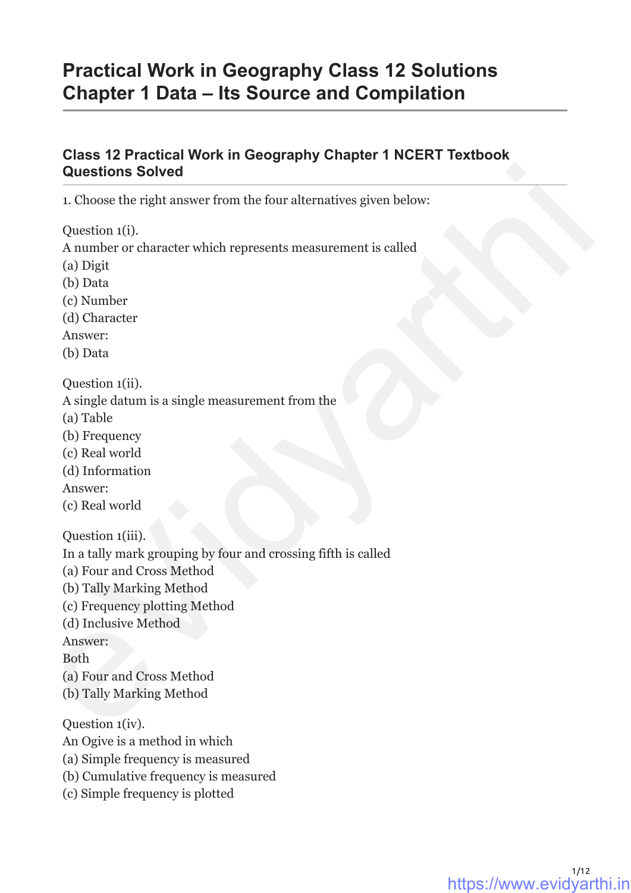# Practical Work in Geography Class 12 Solutions Chapter 1 Data – Its Source and Compilation

## Class 12 Practical Work in Geography Chapter 1 NCERT Textbook Questions Solved

1. Choose the right answer from the four alternatives given below:

Question 1(i).
A number or character which represents measurement is called
(a) Digit
(b) Data
(c) Number
(d) Character
Answer:
(b) Data

Question 1(ii).
A single datum is a single measurement from the
(a) Table
(b) Frequency
(c) Real world
(d) Information
Answer:
(c) Real world

Question 1(iii).
In a tally mark grouping by four and crossing fifth is called
(a) Four and Cross Method
(b) Tally Marking Method
(c) Frequency plotting Method
(d) Inclusive Method
Answer:
Both
(a) Four and Cross Method
(b) Tally Marking Method

Question 1(iv).
An Ogive is a method in which
(a) Simple frequency is measured
(b) Cumulative frequency is measured
(c) Simple frequency is plotted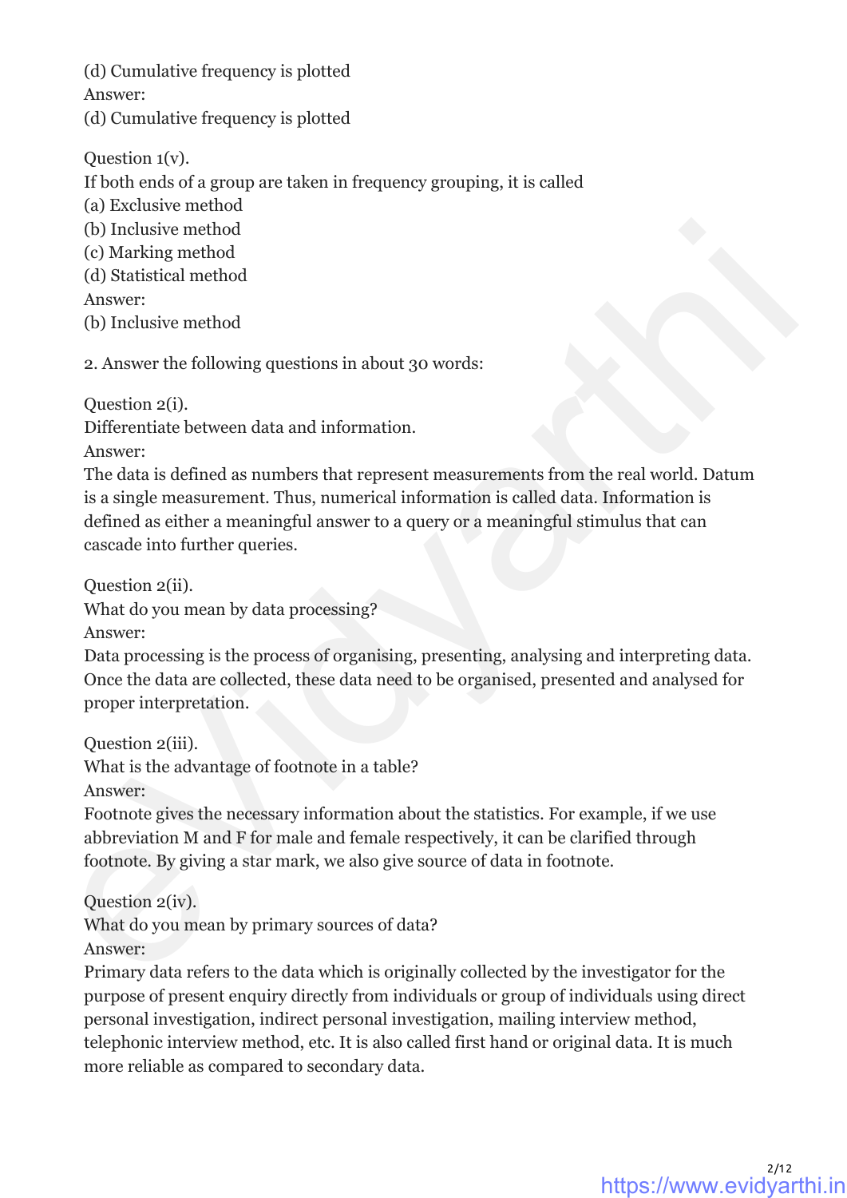(d) Cumulative frequency is plotted
Answer:
(d) Cumulative frequency is plotted

Question 1(v).
If both ends of a group are taken in frequency grouping, it is called
(a) Exclusive method
(b) Inclusive method
(c) Marking method
(d) Statistical method
Answer:
(b) Inclusive method

2. Answer the following questions in about 30 words:

Question 2(i).
Differentiate between data and information.
Answer:
The data is defined as numbers that represent measurements from the real world. Datum is a single measurement. Thus, numerical information is called data. Information is defined as either a meaningful answer to a query or a meaningful stimulus that can cascade into further queries.

Question 2(ii).
What do you mean by data processing?
Answer:
Data processing is the process of organising, presenting, analysing and interpreting data. Once the data are collected, these data need to be organised, presented and analysed for proper interpretation.

Question 2(iii).
What is the advantage of footnote in a table?
Answer:
Footnote gives the necessary information about the statistics. For example, if we use abbreviation M and F for male and female respectively, it can be clarified through footnote. By giving a star mark, we also give source of data in footnote.

Question 2(iv).
What do you mean by primary sources of data?
Answer:
Primary data refers to the data which is originally collected by the investigator for the purpose of present enquiry directly from individuals or group of individuals using direct personal investigation, indirect personal investigation, mailing interview method, telephonic interview method, etc. It is also called first hand or original data. It is much more reliable as compared to secondary data.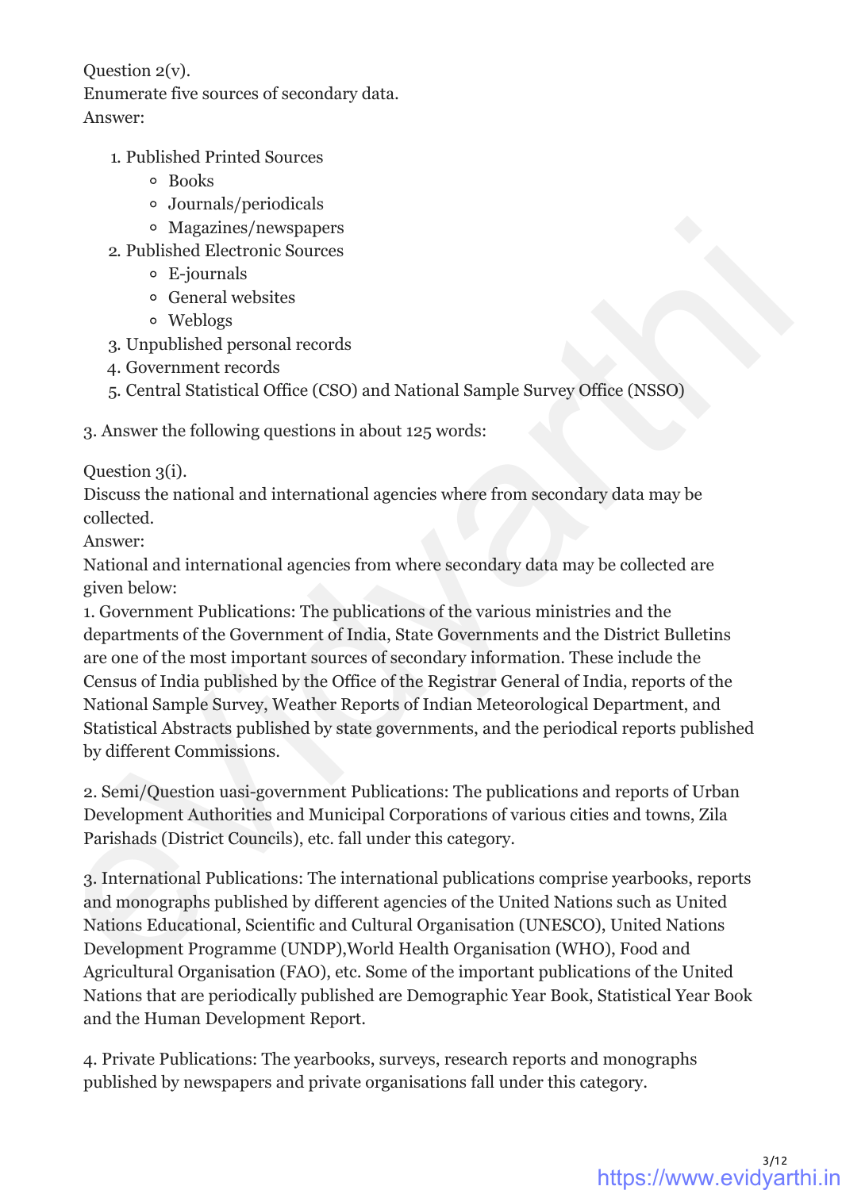Question 2(v).
Enumerate five sources of secondary data.
Answer:

1. Published Printed Sources
    - Books
    - Journals/periodicals
    - Magazines/newspapers
2. Published Electronic Sources
    - E-journals
    - General websites
    - Weblogs
3. Unpublished personal records
4. Government records
5. Central Statistical Office (CSO) and National Sample Survey Office (NSSO)

3. Answer the following questions in about 125 words:

Question 3(i).
Discuss the national and international agencies where from secondary data may be collected.
Answer:
National and international agencies from where secondary data may be collected are given below:
1. Government Publications: The publications of the various ministries and the departments of the Government of India, State Governments and the District Bulletins are one of the most important sources of secondary information. These include the Census of India published by the Office of the Registrar General of India, reports of the National Sample Survey, Weather Reports of Indian Meteorological Department, and Statistical Abstracts published by state governments, and the periodical reports published by different Commissions.

2. Semi/Question uasi-government Publications: The publications and reports of Urban Development Authorities and Municipal Corporations of various cities and towns, Zila Parishads (District Councils), etc. fall under this category.

3. International Publications: The international publications comprise yearbooks, reports and monographs published by different agencies of the United Nations such as United Nations Educational, Scientific and Cultural Organisation (UNESCO), United Nations Development Programme (UNDP),World Health Organisation (WHO), Food and Agricultural Organisation (FAO), etc. Some of the important publications of the United Nations that are periodically published are Demographic Year Book, Statistical Year Book and the Human Development Report.

4. Private Publications: The yearbooks, surveys, research reports and monographs published by newspapers and private organisations fall under this category.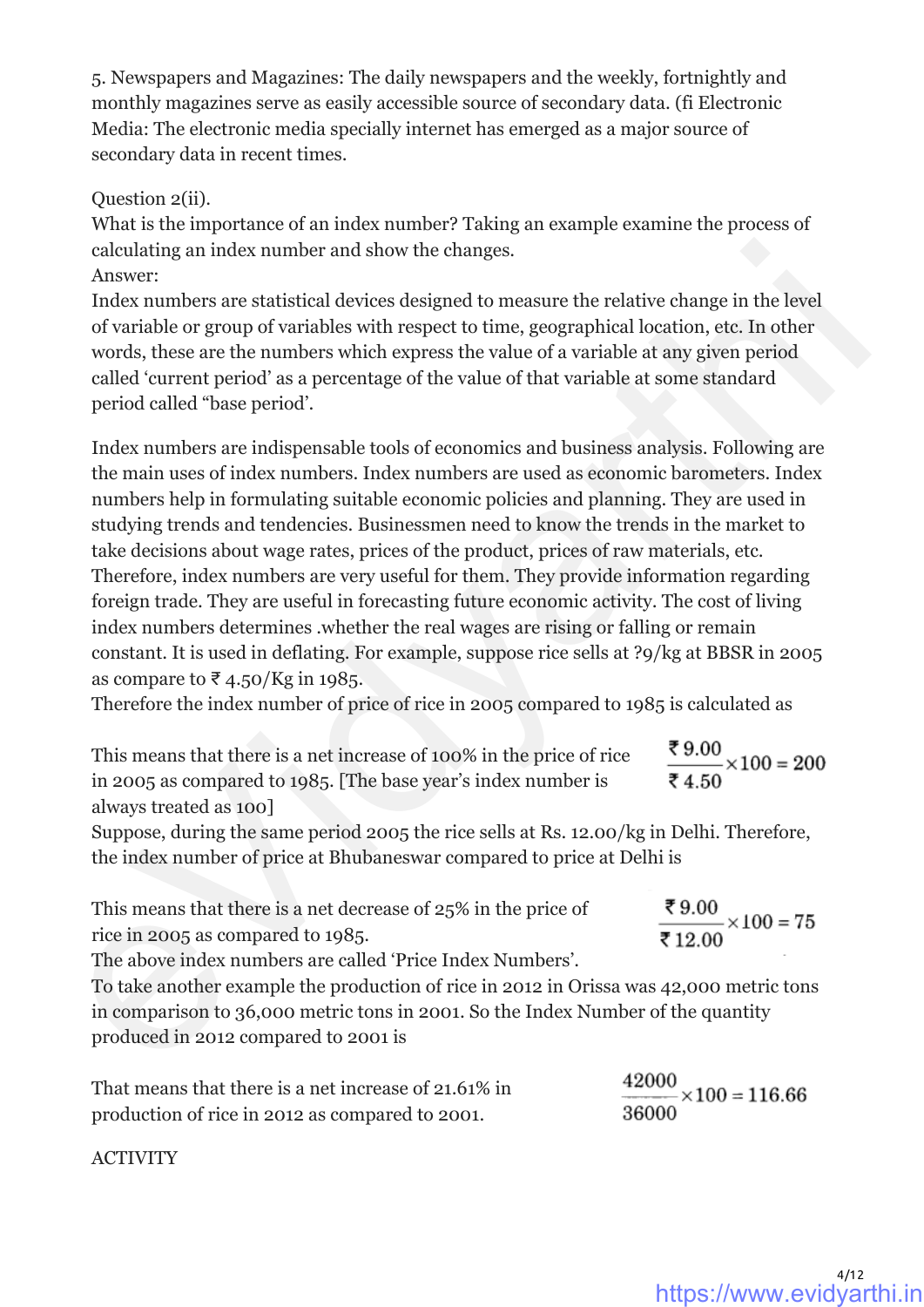5. Newspapers and Magazines: The daily newspapers and the weekly, fortnightly and monthly magazines serve as easily accessible source of secondary data. (fi Electronic Media: The electronic media specially internet has emerged as a major source of secondary data in recent times.

Question 2(ii).
What is the importance of an index number? Taking an example examine the process of calculating an index number and show the changes.
Answer:
Index numbers are statistical devices designed to measure the relative change in the level of variable or group of variables with respect to time, geographical location, etc. In other words, these are the numbers which express the value of a variable at any given period called 'current period' as a percentage of the value of that variable at some standard period called "base period'.

Index numbers are indispensable tools of economics and business analysis. Following are the main uses of index numbers. Index numbers are used as economic barometers. Index numbers help in formulating suitable economic policies and planning. They are used in studying trends and tendencies. Businessmen need to know the trends in the market to take decisions about wage rates, prices of the product, prices of raw materials, etc. Therefore, index numbers are very useful for them. They provide information regarding foreign trade. They are useful in forecasting future economic activity. The cost of living index numbers determines .whether the real wages are rising or falling or remain constant. It is used in deflating. For example, suppose rice sells at ?9/kg at BBSR in 2005 as compare to ₹ 4.50/Kg in 1985.
Therefore the index number of price of rice in 2005 compared to 1985 is calculated as

$$\frac{₹\,9.00}{₹\,4.50} \times 100 = 200$$

This means that there is a net increase of 100% in the price of rice in 2005 as compared to 1985. [The base year's index number is always treated as 100]
Suppose, during the same period 2005 the rice sells at Rs. 12.00/kg in Delhi. Therefore, the index number of price at Bhubaneswar compared to price at Delhi is

$$\frac{₹\,9.00}{₹\,12.00} \times 100 = 75$$

This means that there is a net decrease of 25% in the price of rice in 2005 as compared to 1985.
The above index numbers are called 'Price Index Numbers'.
To take another example the production of rice in 2012 in Orissa was 42,000 metric tons in comparison to 36,000 metric tons in 2001. So the Index Number of the quantity produced in 2012 compared to 2001 is

$$\frac{42000}{36000} \times 100 = 116.66$$

That means that there is a net increase of 21.61% in production of rice in 2012 as compared to 2001.

ACTIVITY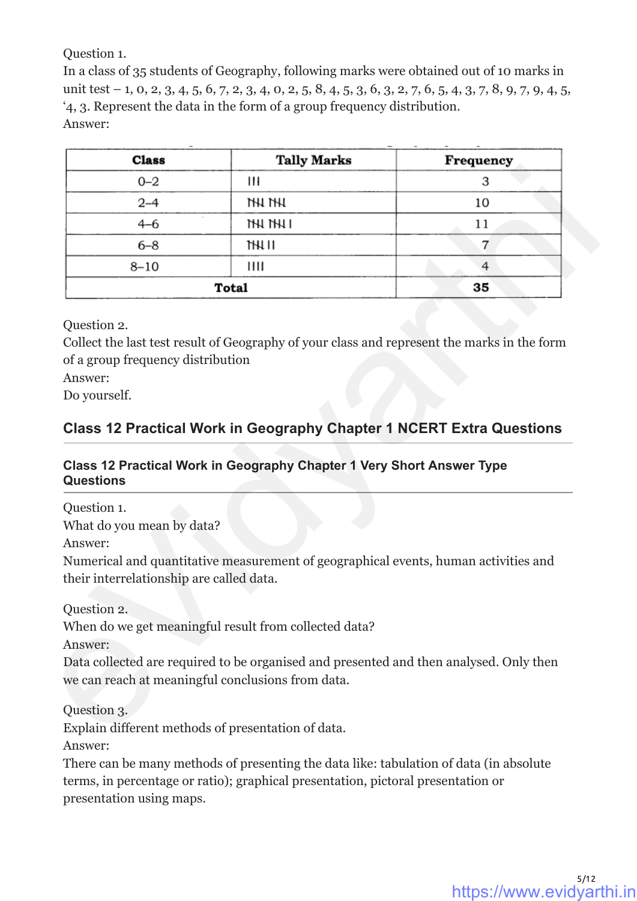Question 1.
In a class of 35 students of Geography, following marks were obtained out of 10 marks in unit test – 1, 0, 2, 3, 4, 5, 6, 7, 2, 3, 4, 0, 2, 5, 8, 4, 5, 3, 6, 3, 2, 7, 6, 5, 4, 3, 7, 8, 9, 7, 9, 4, 5, ‘4, 3. Represent the data in the form of a group frequency distribution.
Answer:

| Class | Tally Marks | Frequency |
|---|---|---|
| 0–2 | III | 3 |
| 2–4 | IIII IIII | 10 |
| 4–6 | IIII IIII I | 11 |
| 6–8 | IIII II | 7 |
| 8–10 | IIII | 4 |
| **Total** | | **35** |

Question 2.
Collect the last test result of Geography of your class and represent the marks in the form of a group frequency distribution
Answer:
Do yourself.

## Class 12 Practical Work in Geography Chapter 1 NCERT Extra Questions

### Class 12 Practical Work in Geography Chapter 1 Very Short Answer Type Questions

Question 1.
What do you mean by data?
Answer:
Numerical and quantitative measurement of geographical events, human activities and their interrelationship are called data.

Question 2.
When do we get meaningful result from collected data?
Answer:
Data collected are required to be organised and presented and then analysed. Only then we can reach at meaningful conclusions from data.

Question 3.
Explain different methods of presentation of data.
Answer:
There can be many methods of presenting the data like: tabulation of data (in absolute terms, in percentage or ratio); graphical presentation, pictoral presentation or presentation using maps.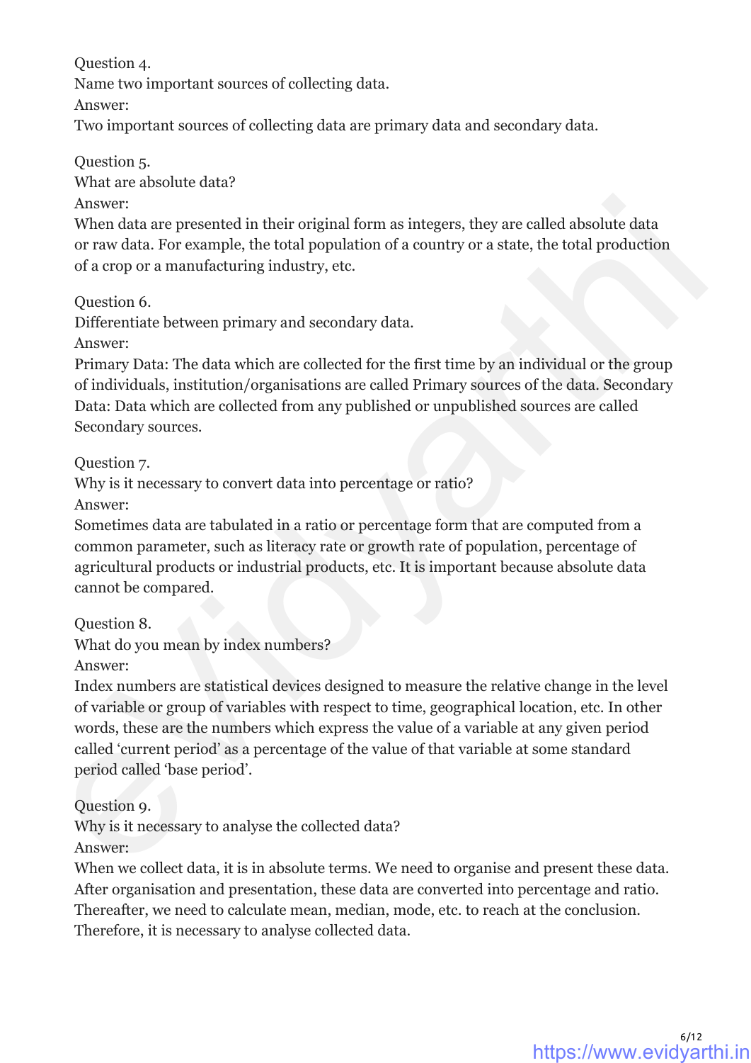Question 4.
Name two important sources of collecting data.
Answer:
Two important sources of collecting data are primary data and secondary data.

Question 5.
What are absolute data?
Answer:
When data are presented in their original form as integers, they are called absolute data or raw data. For example, the total population of a country or a state, the total production of a crop or a manufacturing industry, etc.

Question 6.
Differentiate between primary and secondary data.
Answer:
Primary Data: The data which are collected for the first time by an individual or the group of individuals, institution/organisations are called Primary sources of the data. Secondary Data: Data which are collected from any published or unpublished sources are called Secondary sources.

Question 7.
Why is it necessary to convert data into percentage or ratio?
Answer:
Sometimes data are tabulated in a ratio or percentage form that are computed from a common parameter, such as literacy rate or growth rate of population, percentage of agricultural products or industrial products, etc. It is important because absolute data cannot be compared.

Question 8.
What do you mean by index numbers?
Answer:
Index numbers are statistical devices designed to measure the relative change in the level of variable or group of variables with respect to time, geographical location, etc. In other words, these are the numbers which express the value of a variable at any given period called 'current period' as a percentage of the value of that variable at some standard period called 'base period'.

Question 9.
Why is it necessary to analyse the collected data?
Answer:
When we collect data, it is in absolute terms. We need to organise and present these data. After organisation and presentation, these data are converted into percentage and ratio. Thereafter, we need to calculate mean, median, mode, etc. to reach at the conclusion. Therefore, it is necessary to analyse collected data.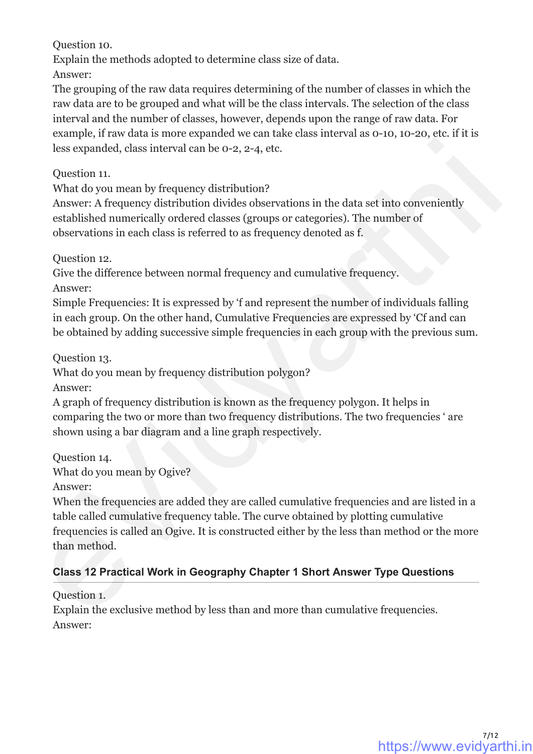Question 10.
Explain the methods adopted to determine class size of data.
Answer:
The grouping of the raw data requires determining of the number of classes in which the raw data are to be grouped and what will be the class intervals. The selection of the class interval and the number of classes, however, depends upon the range of raw data. For example, if raw data is more expanded we can take class interval as 0-10, 10-20, etc. if it is less expanded, class interval can be 0-2, 2-4, etc.

Question 11.
What do you mean by frequency distribution?
Answer: A frequency distribution divides observations in the data set into conveniently established numerically ordered classes (groups or categories). The number of observations in each class is referred to as frequency denoted as f.

Question 12.
Give the difference between normal frequency and cumulative frequency.
Answer:
Simple Frequencies: It is expressed by 'f and represent the number of individuals falling in each group. On the other hand, Cumulative Frequencies are expressed by 'Cf and can be obtained by adding successive simple frequencies in each group with the previous sum.

Question 13.
What do you mean by frequency distribution polygon?
Answer:
A graph of frequency distribution is known as the frequency polygon. It helps in comparing the two or more than two frequency distributions. The two frequencies ' are shown using a bar diagram and a line graph respectively.

Question 14.
What do you mean by Ogive?
Answer:
When the frequencies are added they are called cumulative frequencies and are listed in a table called cumulative frequency table. The curve obtained by plotting cumulative frequencies is called an Ogive. It is constructed either by the less than method or the more than method.

## Class 12 Practical Work in Geography Chapter 1 Short Answer Type Questions

Question 1.
Explain the exclusive method by less than and more than cumulative frequencies.
Answer: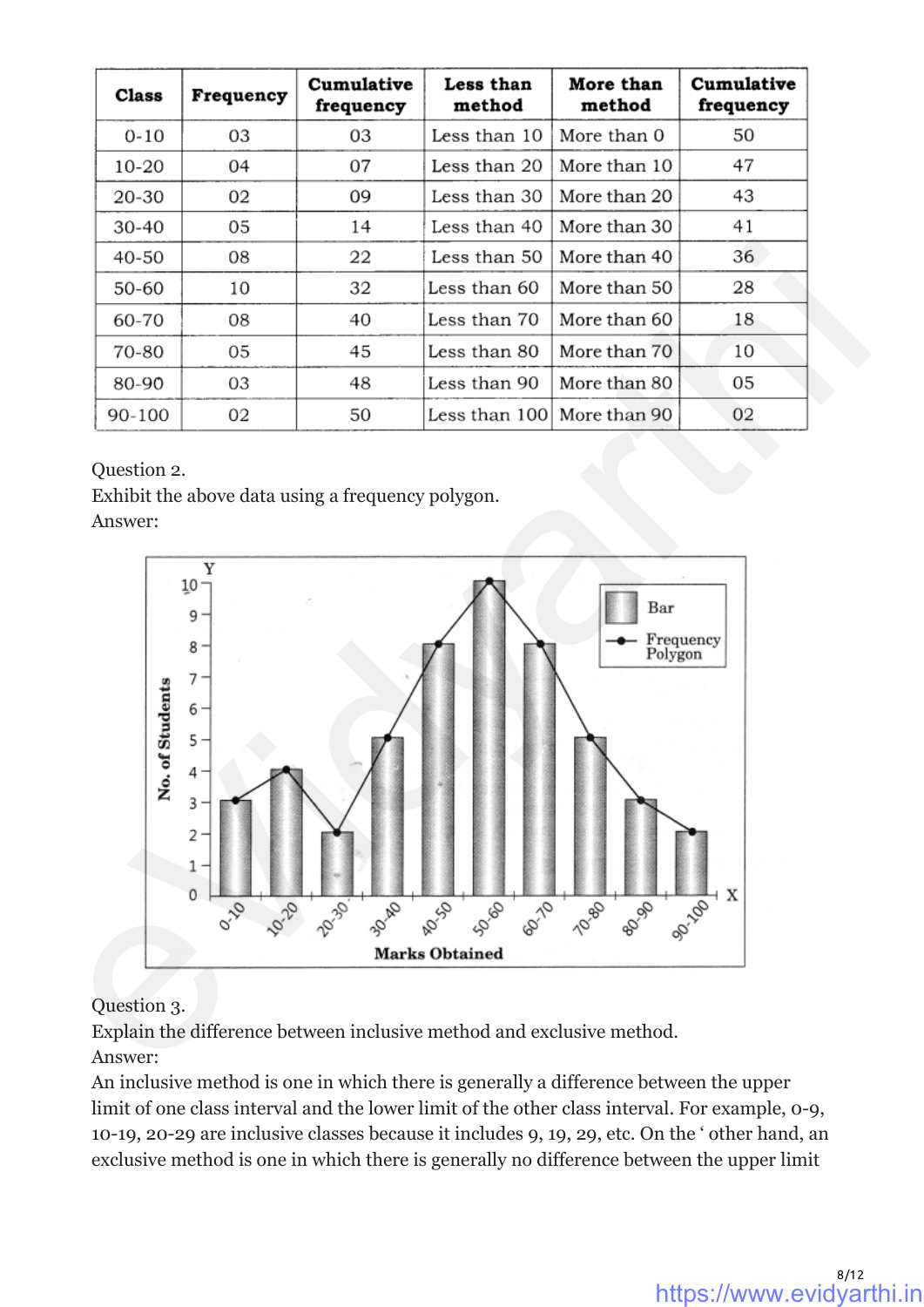| Class | Frequency | Cumulative frequency | Less than method | More than method | Cumulative frequency |
|---|---|---|---|---|---|
| 0-10 | 03 | 03 | Less than 10 | More than 0 | 50 |
| 10-20 | 04 | 07 | Less than 20 | More than 10 | 47 |
| 20-30 | 02 | 09 | Less than 30 | More than 20 | 43 |
| 30-40 | 05 | 14 | Less than 40 | More than 30 | 41 |
| 40-50 | 08 | 22 | Less than 50 | More than 40 | 36 |
| 50-60 | 10 | 32 | Less than 60 | More than 50 | 28 |
| 60-70 | 08 | 40 | Less than 70 | More than 60 | 18 |
| 70-80 | 05 | 45 | Less than 80 | More than 70 | 10 |
| 80-90 | 03 | 48 | Less than 90 | More than 80 | 05 |
| 90-100 | 02 | 50 | Less than 100 | More than 90 | 02 |

Question 2.
Exhibit the above data using a frequency polygon.
Answer:

Question 3.
Explain the difference between inclusive method and exclusive method.
Answer:
An inclusive method is one in which there is generally a difference between the upper limit of one class interval and the lower limit of the other class interval. For example, 0-9, 10-19, 20-29 are inclusive classes because it includes 9, 19, 29, etc. On the ' other hand, an exclusive method is one in which there is generally no difference between the upper limit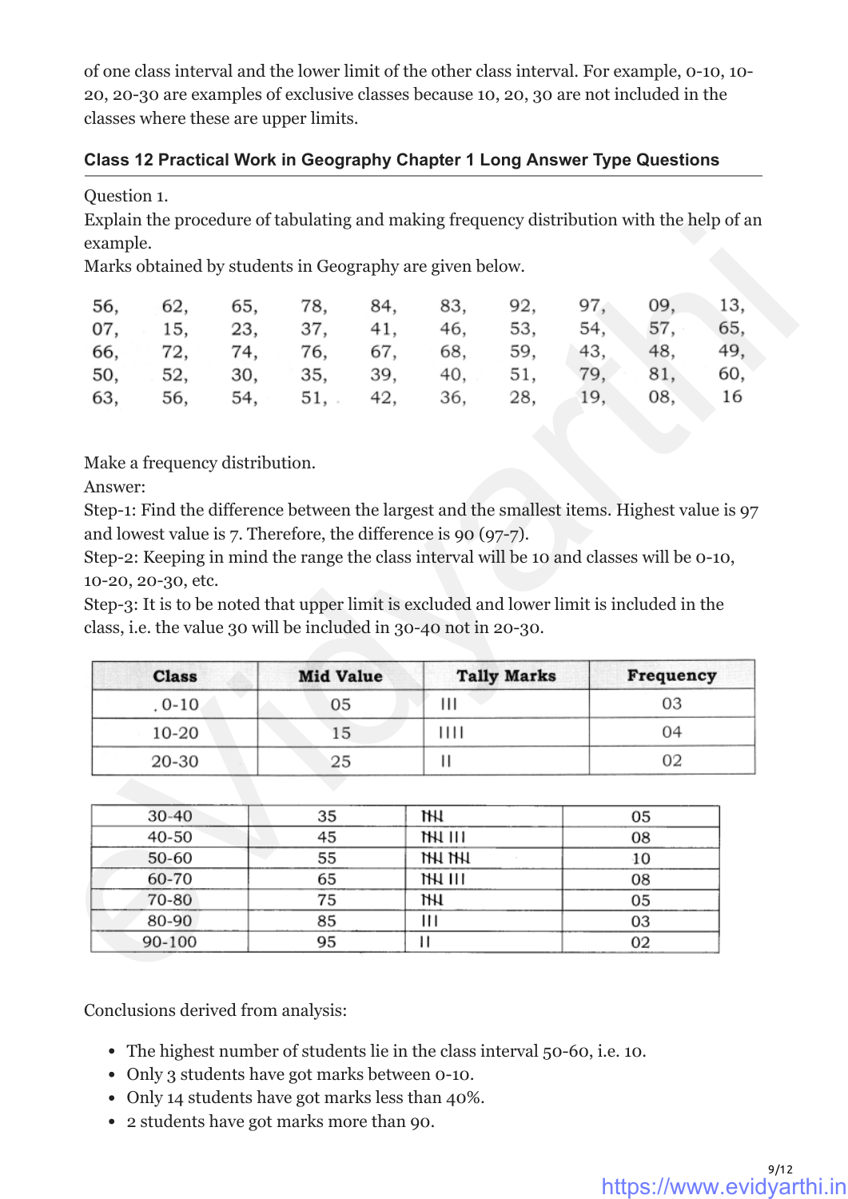of one class interval and the lower limit of the other class interval. For example, 0-10, 10-20, 20-30 are examples of exclusive classes because 10, 20, 30 are not included in the classes where these are upper limits.

### Class 12 Practical Work in Geography Chapter 1 Long Answer Type Questions

Question 1.
Explain the procedure of tabulating and making frequency distribution with the help of an example.
Marks obtained by students in Geography are given below.

| | | | | | | | | | |
|---|---|---|---|---|---|---|---|---|---|
| 56, | 62, | 65, | 78, | 84, | 83, | 92, | 97, | 09, | 13, |
| 07, | 15, | 23, | 37, | 41, | 46, | 53, | 54, | 57, | 65, |
| 66, | 72, | 74, | 76, | 67, | 68, | 59, | 43, | 48, | 49, |
| 50, | 52, | 30, | 35, | 39, | 40, | 51, | 79, | 81, | 60, |
| 63, | 56, | 54, | 51, | 42, | 36, | 28, | 19, | 08, | 16 |

Make a frequency distribution.
Answer:
Step-1: Find the difference between the largest and the smallest items. Highest value is 97 and lowest value is 7. Therefore, the difference is 90 (97-7).
Step-2: Keeping in mind the range the class interval will be 10 and classes will be 0-10, 10-20, 20-30, etc.
Step-3: It is to be noted that upper limit is excluded and lower limit is included in the class, i.e. the value 30 will be included in 30-40 not in 20-30.

| Class | Mid Value | Tally Marks | Frequency |
|---|---|---|---|
| 0-10 | 05 | III | 03 |
| 10-20 | 15 | IIII | 04 |
| 20-30 | 25 | II | 02 |
| 30-40 | 35 | 𝍸 | 05 |
| 40-50 | 45 | 𝍸 III | 08 |
| 50-60 | 55 | 𝍸 𝍸 | 10 |
| 60-70 | 65 | 𝍸 III | 08 |
| 70-80 | 75 | 𝍸 | 05 |
| 80-90 | 85 | III | 03 |
| 90-100 | 95 | II | 02 |

Conclusions derived from analysis:

- The highest number of students lie in the class interval 50-60, i.e. 10.
- Only 3 students have got marks between 0-10.
- Only 14 students have got marks less than 40%.
- 2 students have got marks more than 90.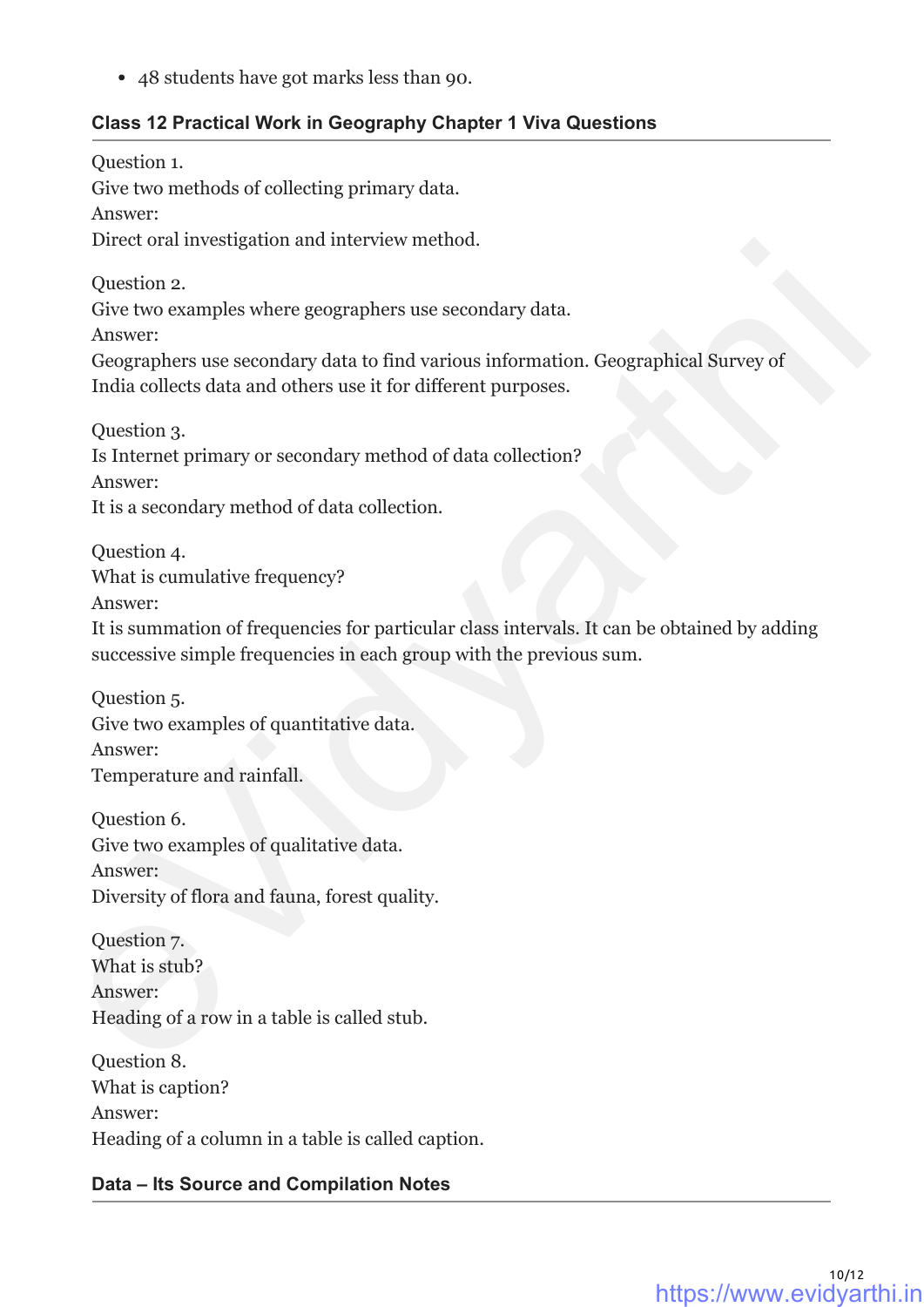- 48 students have got marks less than 90.

### Class 12 Practical Work in Geography Chapter 1 Viva Questions

Question 1.
Give two methods of collecting primary data.
Answer:
Direct oral investigation and interview method.

Question 2.
Give two examples where geographers use secondary data.
Answer:
Geographers use secondary data to find various information. Geographical Survey of India collects data and others use it for different purposes.

Question 3.
Is Internet primary or secondary method of data collection?
Answer:
It is a secondary method of data collection.

Question 4.
What is cumulative frequency?
Answer:
It is summation of frequencies for particular class intervals. It can be obtained by adding successive simple frequencies in each group with the previous sum.

Question 5.
Give two examples of quantitative data.
Answer:
Temperature and rainfall.

Question 6.
Give two examples of qualitative data.
Answer:
Diversity of flora and fauna, forest quality.

Question 7.
What is stub?
Answer:
Heading of a row in a table is called stub.

Question 8.
What is caption?
Answer:
Heading of a column in a table is called caption.

### Data – Its Source and Compilation Notes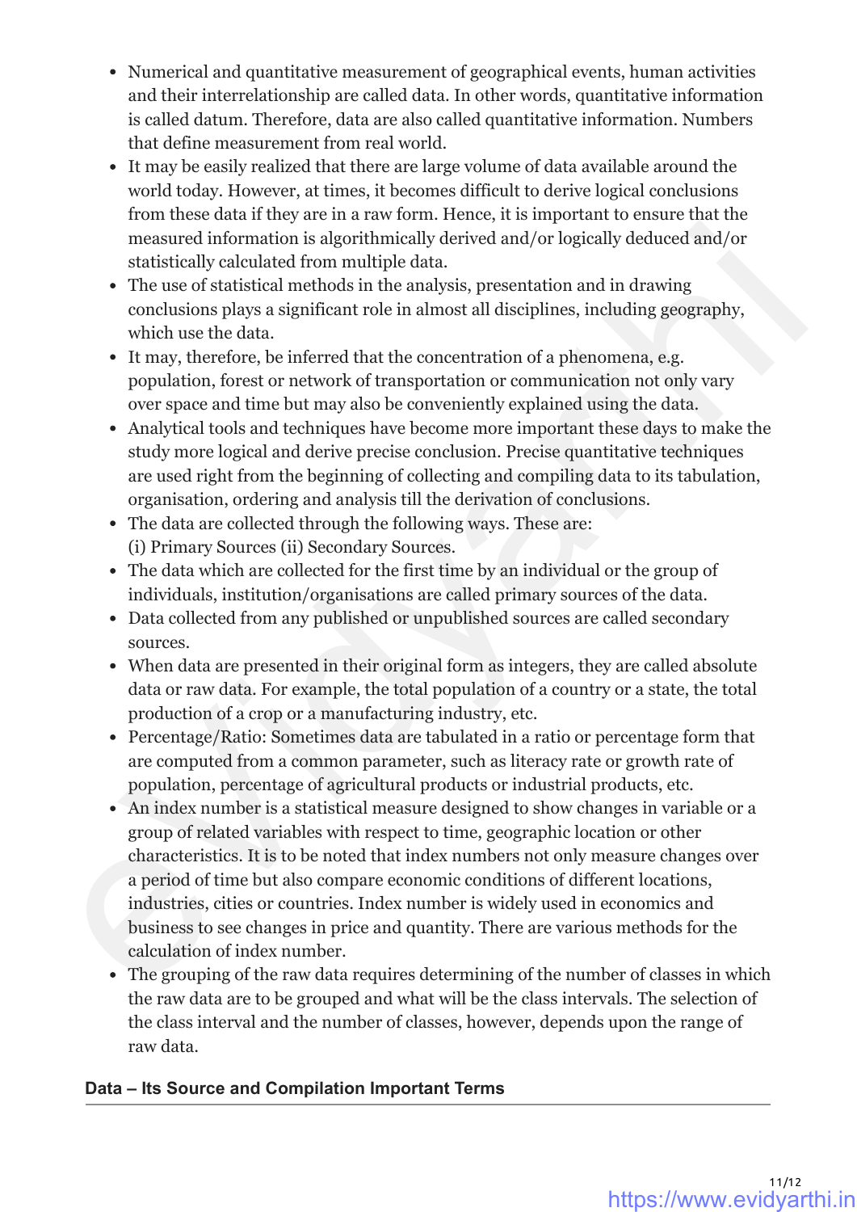- Numerical and quantitative measurement of geographical events, human activities and their interrelationship are called data. In other words, quantitative information is called datum. Therefore, data are also called quantitative information. Numbers that define measurement from real world.
- It may be easily realized that there are large volume of data available around the world today. However, at times, it becomes difficult to derive logical conclusions from these data if they are in a raw form. Hence, it is important to ensure that the measured information is algorithmically derived and/or logically deduced and/or statistically calculated from multiple data.
- The use of statistical methods in the analysis, presentation and in drawing conclusions plays a significant role in almost all disciplines, including geography, which use the data.
- It may, therefore, be inferred that the concentration of a phenomena, e.g. population, forest or network of transportation or communication not only vary over space and time but may also be conveniently explained using the data.
- Analytical tools and techniques have become more important these days to make the study more logical and derive precise conclusion. Precise quantitative techniques are used right from the beginning of collecting and compiling data to its tabulation, organisation, ordering and analysis till the derivation of conclusions.
- The data are collected through the following ways. These are:
  (i) Primary Sources (ii) Secondary Sources.
- The data which are collected for the first time by an individual or the group of individuals, institution/organisations are called primary sources of the data.
- Data collected from any published or unpublished sources are called secondary sources.
- When data are presented in their original form as integers, they are called absolute data or raw data. For example, the total population of a country or a state, the total production of a crop or a manufacturing industry, etc.
- Percentage/Ratio: Sometimes data are tabulated in a ratio or percentage form that are computed from a common parameter, such as literacy rate or growth rate of population, percentage of agricultural products or industrial products, etc.
- An index number is a statistical measure designed to show changes in variable or a group of related variables with respect to time, geographic location or other characteristics. It is to be noted that index numbers not only measure changes over a period of time but also compare economic conditions of different locations, industries, cities or countries. Index number is widely used in economics and business to see changes in price and quantity. There are various methods for the calculation of index number.
- The grouping of the raw data requires determining of the number of classes in which the raw data are to be grouped and what will be the class intervals. The selection of the class interval and the number of classes, however, depends upon the range of raw data.

## Data – Its Source and Compilation Important Terms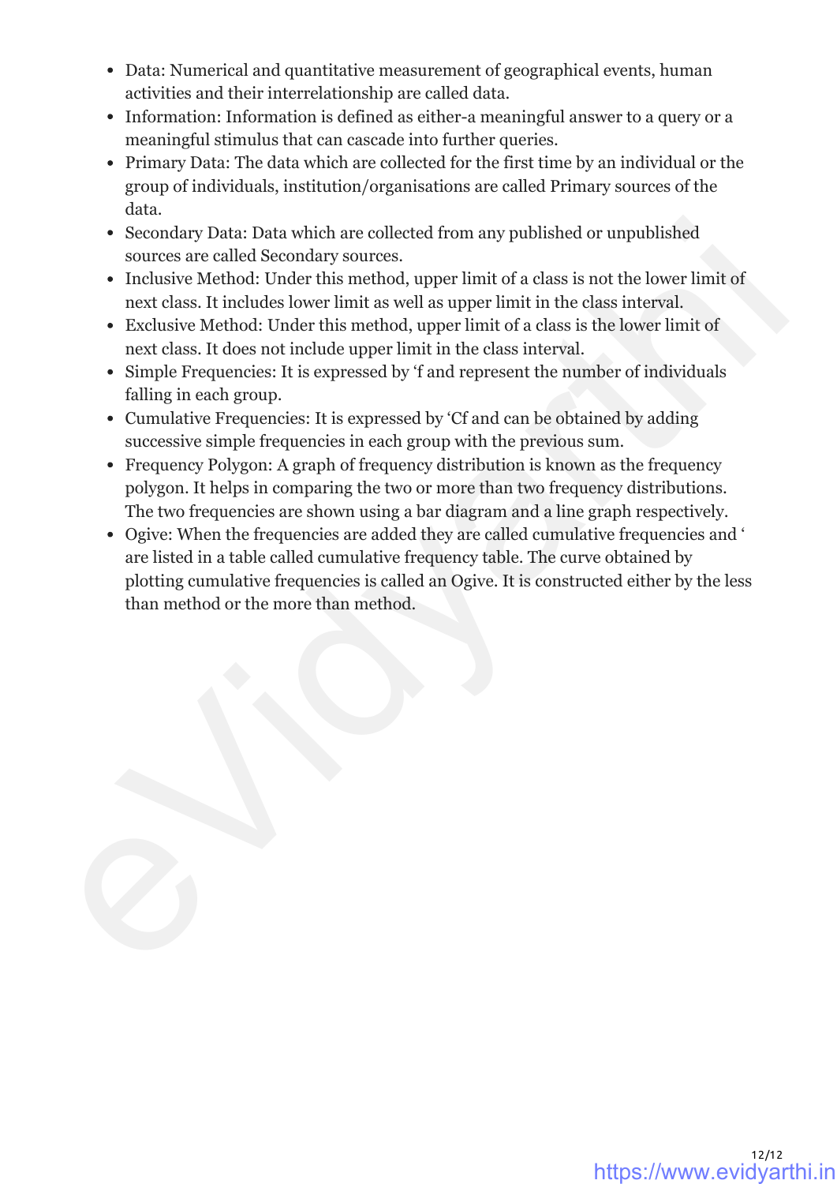- Data: Numerical and quantitative measurement of geographical events, human activities and their interrelationship are called data.
- Information: Information is defined as either-a meaningful answer to a query or a meaningful stimulus that can cascade into further queries.
- Primary Data: The data which are collected for the first time by an individual or the group of individuals, institution/organisations are called Primary sources of the data.
- Secondary Data: Data which are collected from any published or unpublished sources are called Secondary sources.
- Inclusive Method: Under this method, upper limit of a class is not the lower limit of next class. It includes lower limit as well as upper limit in the class interval.
- Exclusive Method: Under this method, upper limit of a class is the lower limit of next class. It does not include upper limit in the class interval.
- Simple Frequencies: It is expressed by ‘f and represent the number of individuals falling in each group.
- Cumulative Frequencies: It is expressed by ‘Cf and can be obtained by adding successive simple frequencies in each group with the previous sum.
- Frequency Polygon: A graph of frequency distribution is known as the frequency polygon. It helps in comparing the two or more than two frequency distributions. The two frequencies are shown using a bar diagram and a line graph respectively.
- Ogive: When the frequencies are added they are called cumulative frequencies and ‘ are listed in a table called cumulative frequency table. The curve obtained by plotting cumulative frequencies is called an Ogive. It is constructed either by the less than method or the more than method.